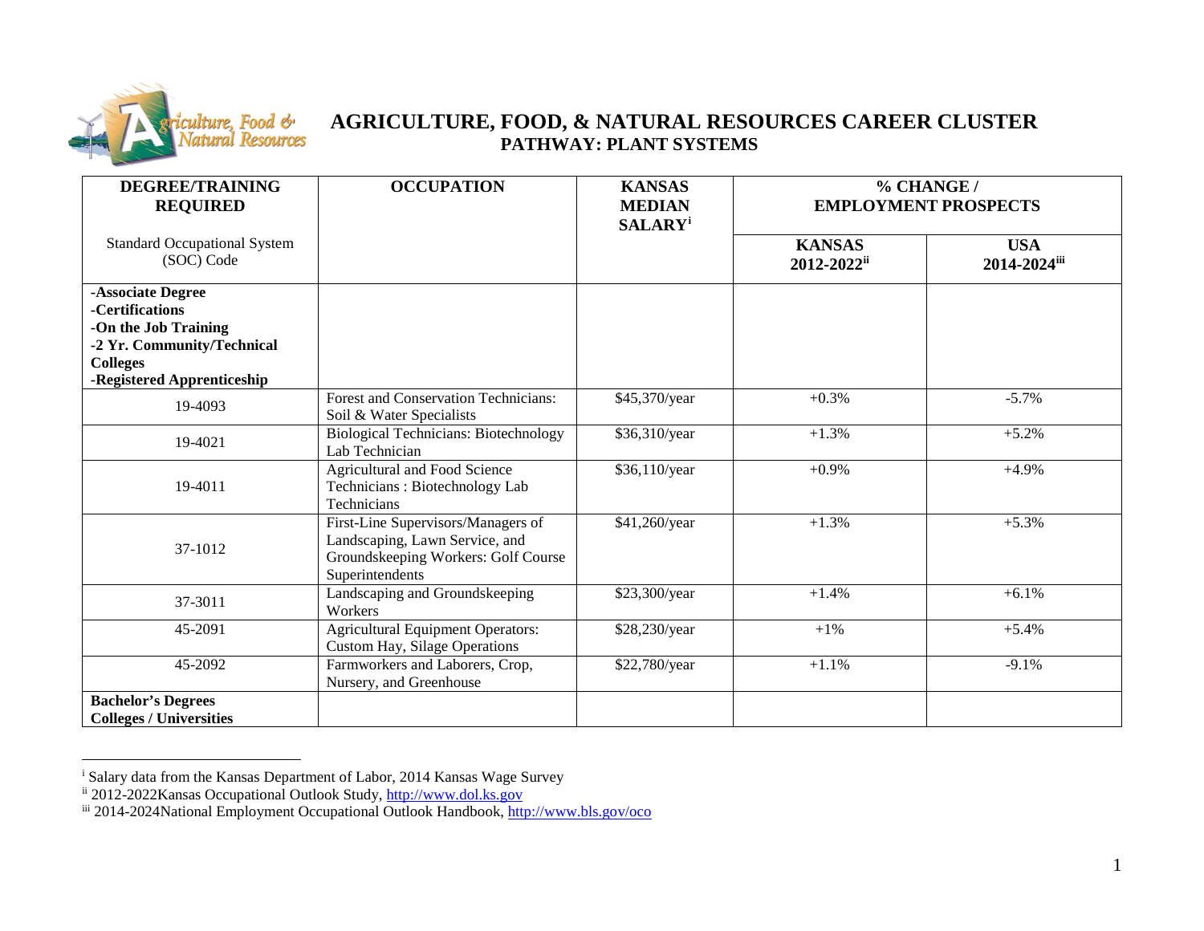# AGRICULTURE, FOOD, & NATURAL RESOURCES CAREER CLUSTER

## PATHWAY: PLANT SYSTEMS

| DEGREE/TRAINING REQUIRED<br><br>Standard Occupational System (SOC) Code | OCCUPATION | KANSAS MEDIAN SALARY[i] | % CHANGE / EMPLOYMENT PROSPECTS | |
|---|---|---|---|---|
| | | | KANSAS 2012-2022[ii] | USA 2014-2024[iii] |
| **-Associate Degree**<br>**-Certifications**<br>**-On the Job Training**<br>**-2 Yr. Community/Technical Colleges**<br>**-Registered Apprenticeship** | | | | |
| 19-4093 | Forest and Conservation Technicians: Soil & Water Specialists | $45,370/year | +0.3% | -5.7% |
| 19-4021 | Biological Technicians: Biotechnology Lab Technician | $36,310/year | +1.3% | +5.2% |
| 19-4011 | Agricultural and Food Science Technicians : Biotechnology Lab Technicians | $36,110/year | +0.9% | +4.9% |
| 37-1012 | First-Line Supervisors/Managers of Landscaping, Lawn Service, and Groundskeeping Workers: Golf Course Superintendents | $41,260/year | +1.3% | +5.3% |
| 37-3011 | Landscaping and Groundskeeping Workers | $23,300/year | +1.4% | +6.1% |
| 45-2091 | Agricultural Equipment Operators: Custom Hay, Silage Operations | $28,230/year | +1% | +5.4% |
| 45-2092 | Farmworkers and Laborers, Crop, Nursery, and Greenhouse | $22,780/year | +1.1% | -9.1% |
| **Bachelor's Degrees**<br>**Colleges / Universities** | | | | |

[i] Salary data from the Kansas Department of Labor, 2014 Kansas Wage Survey

[ii] 2012-2022Kansas Occupational Outlook Study, http://www.dol.ks.gov

[iii] 2014-2024National Employment Occupational Outlook Handbook, http://www.bls.gov/oco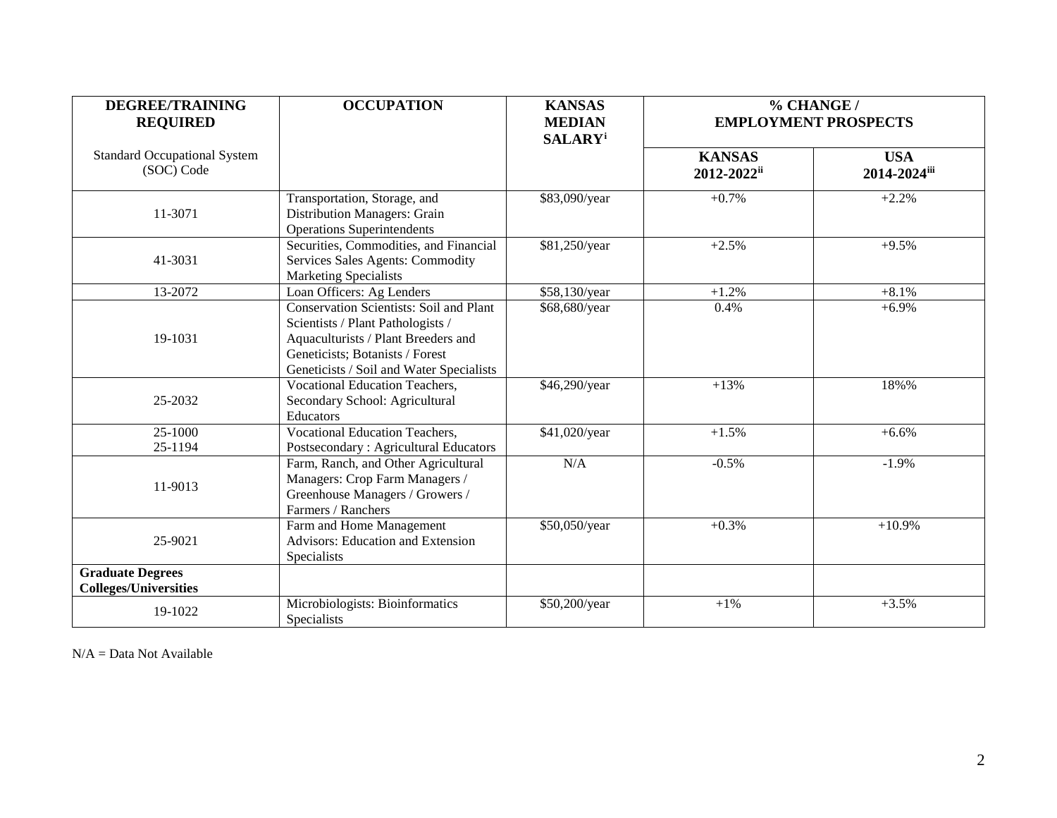| DEGREE/TRAINING REQUIRED<br><br>Standard Occupational System (SOC) Code | OCCUPATION | KANSAS MEDIAN SALARY[i] | % CHANGE / EMPLOYMENT PROSPECTS | |
|---|---|---|---|---|
| | | | KANSAS 2012-2022[ii] | USA 2014-2024[iii] |
| 11-3071 | Transportation, Storage, and Distribution Managers: Grain Operations Superintendents | \$83,090/year | +0.7% | +2.2% |
| 41-3031 | Securities, Commodities, and Financial Services Sales Agents: Commodity Marketing Specialists | \$81,250/year | +2.5% | +9.5% |
| 13-2072 | Loan Officers: Ag Lenders | \$58,130/year | +1.2% | +8.1% |
| 19-1031 | Conservation Scientists: Soil and Plant Scientists / Plant Pathologists / Aquaculturists / Plant Breeders and Geneticists; Botanists / Forest Geneticists / Soil and Water Specialists | \$68,680/year | 0.4% | +6.9% |
| 25-2032 | Vocational Education Teachers, Secondary School: Agricultural Educators | \$46,290/year | +13% | 18%% |
| 25-1000<br>25-1194 | Vocational Education Teachers, Postsecondary : Agricultural Educators | \$41,020/year | +1.5% | +6.6% |
| 11-9013 | Farm, Ranch, and Other Agricultural Managers: Crop Farm Managers / Greenhouse Managers / Growers / Farmers / Ranchers | N/A | -0.5% | -1.9% |
| 25-9021 | Farm and Home Management Advisors: Education and Extension Specialists | \$50,050/year | +0.3% | +10.9% |
| **Graduate Degrees Colleges/Universities** | | | | |
| 19-1022 | Microbiologists: Bioinformatics Specialists | \$50,200/year | +1% | +3.5% |

N/A = Data Not Available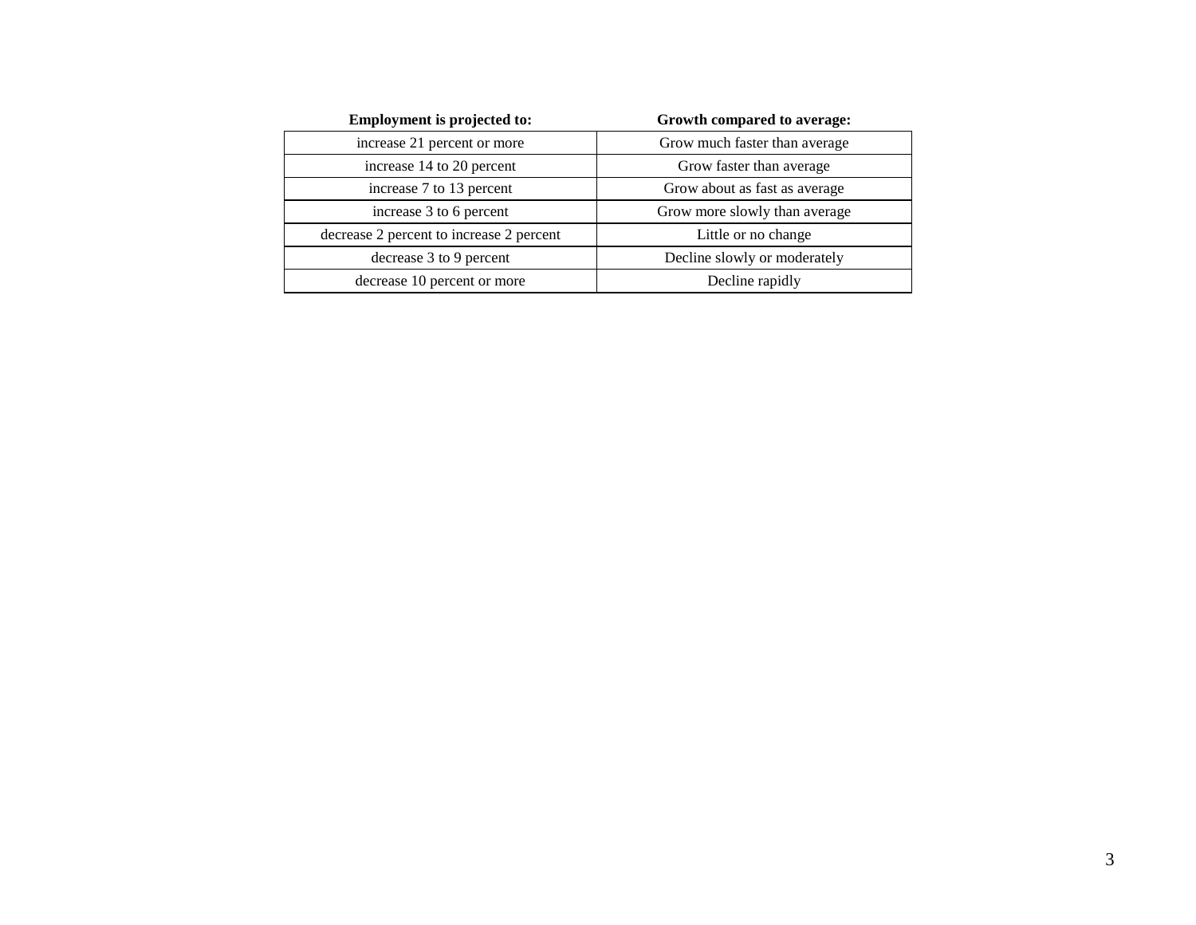| **Employment is projected to:** | **Growth compared to average:** |
|---|---|
| increase 21 percent or more | Grow much faster than average |
| increase 14 to 20 percent | Grow faster than average |
| increase 7 to 13 percent | Grow about as fast as average |
| increase 3 to 6 percent | Grow more slowly than average |
| decrease 2 percent to increase 2 percent | Little or no change |
| decrease 3 to 9 percent | Decline slowly or moderately |
| decrease 10 percent or more | Decline rapidly |